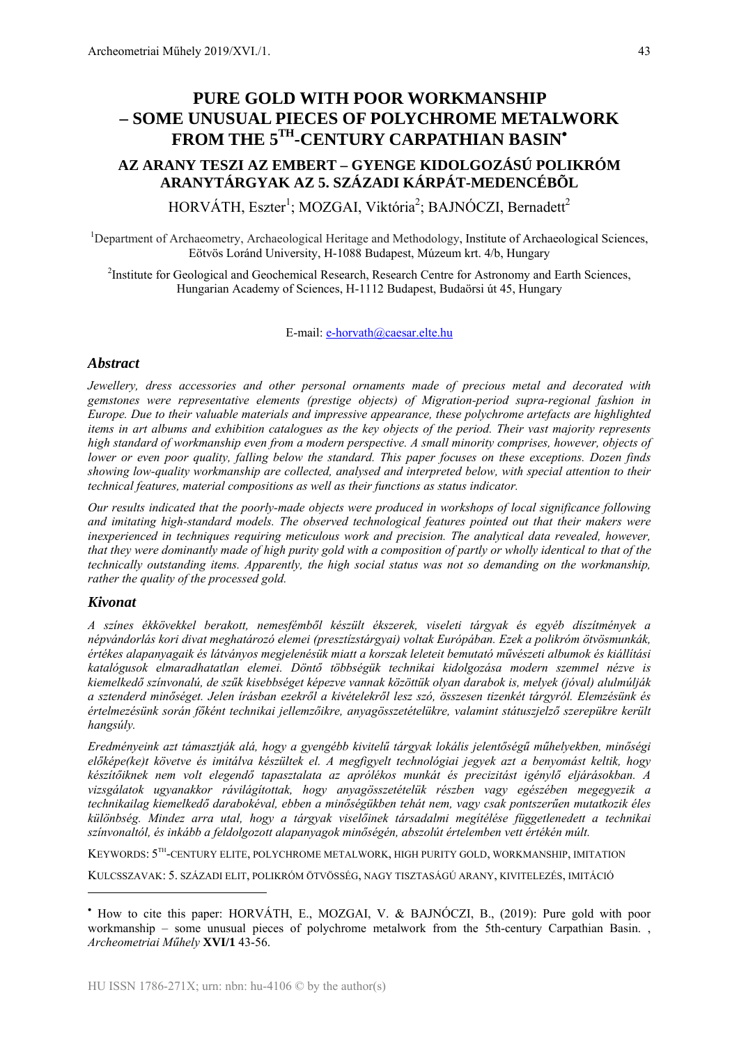# PURE GOLD WITH POOR WORKMANSHIP – SOME UNUSUAL PIECES OF POLYCHROME METALWORK FROM THE 5TH-CENTURY CARPATHIAN BASIN•

## AZ ARANY TESZI AZ EMBERT – GYENGE KIDOLGOZÁSÚ POLIKRÓM ARANYTÁRGYAK AZ 5. SZÁZADI KÁRPÁT-MEDENCÉBÕL

HORVÁTH, Eszter[1]; MOZGAI, Viktória[2]; BAJNÓCZI, Bernadett[2]

[1]Department of Archaeometry, Archaeological Heritage and Methodology, Institute of Archaeological Sciences, Eötvös Loránd University, H-1088 Budapest, Múzeum krt. 4/b, Hungary

[2]Institute for Geological and Geochemical Research, Research Centre for Astronomy and Earth Sciences, Hungarian Academy of Sciences, H-1112 Budapest, Budaörsi út 45, Hungary

E-mail: e-horvath@caesar.elte.hu

### Abstract

*Jewellery, dress accessories and other personal ornaments made of precious metal and decorated with gemstones were representative elements (prestige objects) of Migration-period supra-regional fashion in Europe. Due to their valuable materials and impressive appearance, these polychrome artefacts are highlighted items in art albums and exhibition catalogues as the key objects of the period. Their vast majority represents high standard of workmanship even from a modern perspective. A small minority comprises, however, objects of lower or even poor quality, falling below the standard. This paper focuses on these exceptions. Dozen finds showing low-quality workmanship are collected, analysed and interpreted below, with special attention to their technical features, material compositions as well as their functions as status indicator.*

*Our results indicated that the poorly-made objects were produced in workshops of local significance following and imitating high-standard models. The observed technological features pointed out that their makers were inexperienced in techniques requiring meticulous work and precision. The analytical data revealed, however, that they were dominantly made of high purity gold with a composition of partly or wholly identical to that of the technically outstanding items. Apparently, the high social status was not so demanding on the workmanship, rather the quality of the processed gold.*

### Kivonat

*A színes ékkövekkel berakott, nemesfémből készült ékszerek, viseleti tárgyak és egyéb díszítmények a népvándorlás kori divat meghatározó elemei (presztízstárgyai) voltak Európában. Ezek a polikróm ötvösmunkák, értékes alapanyagaik és látványos megjelenésük miatt a korszak leleteit bemutató művészeti albumok és kiállítási katalógusok elmaradhatatlan elemei. Döntő többségük technikai kidolgozása modern szemmel nézve is kiemelkedő színvonalú, de szűk kisebbséget képezve vannak közöttük olyan darabok is, melyek (jóval) alulmúlják a sztenderd minőséget. Jelen írásban ezekről a kivételekről lesz szó, összesen tizenkét tárgyról. Elemzésünk és értelmezésünk során főként technikai jellemzőikre, anyagösszetételükre, valamint státuszjelző szerepükre került hangsúly.*

*Eredményeink azt támasztják alá, hogy a gyengébb kivitelű tárgyak lokális jelentőségű műhelyekben, minőségi előképe(ke)t követve és imitálva készültek el. A megfigyelt technológiai jegyek azt a benyomást keltik, hogy készítőiknek nem volt elegendő tapasztalata az aprólékos munkát és precizitást igénylő eljárásokban. A vizsgálatok ugyanakkor rávilágítottak, hogy anyagösszetételük részben vagy egészében megegyezik a technikailag kiemelkedő darabokéval, ebben a minőségükben tehát nem, vagy csak pontszerűen mutatkozik éles különbség. Mindez arra utal, hogy a tárgyak viselőinek társadalmi megítélése függetlenedett a technikai színvonaltól, és inkább a feldolgozott alapanyagok minőségén, abszolút értelemben vett értékén múlt.*

KEYWORDS: 5TH-CENTURY ELITE, POLYCHROME METALWORK, HIGH PURITY GOLD, WORKMANSHIP, IMITATION

KULCSSZAVAK: 5. SZÁZADI ELIT, POLIKRÓM ÖTVÖSSÉG, NAGY TISZTASÁGÚ ARANY, KIVITELEZÉS, IMITÁCIÓ

---

• How to cite this paper: HORVÁTH, E., MOZGAI, V. & BAJNÓCZI, B., (2019): Pure gold with poor workmanship – some unusual pieces of polychrome metalwork from the 5th-century Carpathian Basin. , *Archeometriai Műhely* **XVI/1** 43-56.

HU ISSN 1786-271X; urn: nbn: hu-4106 © by the author(s)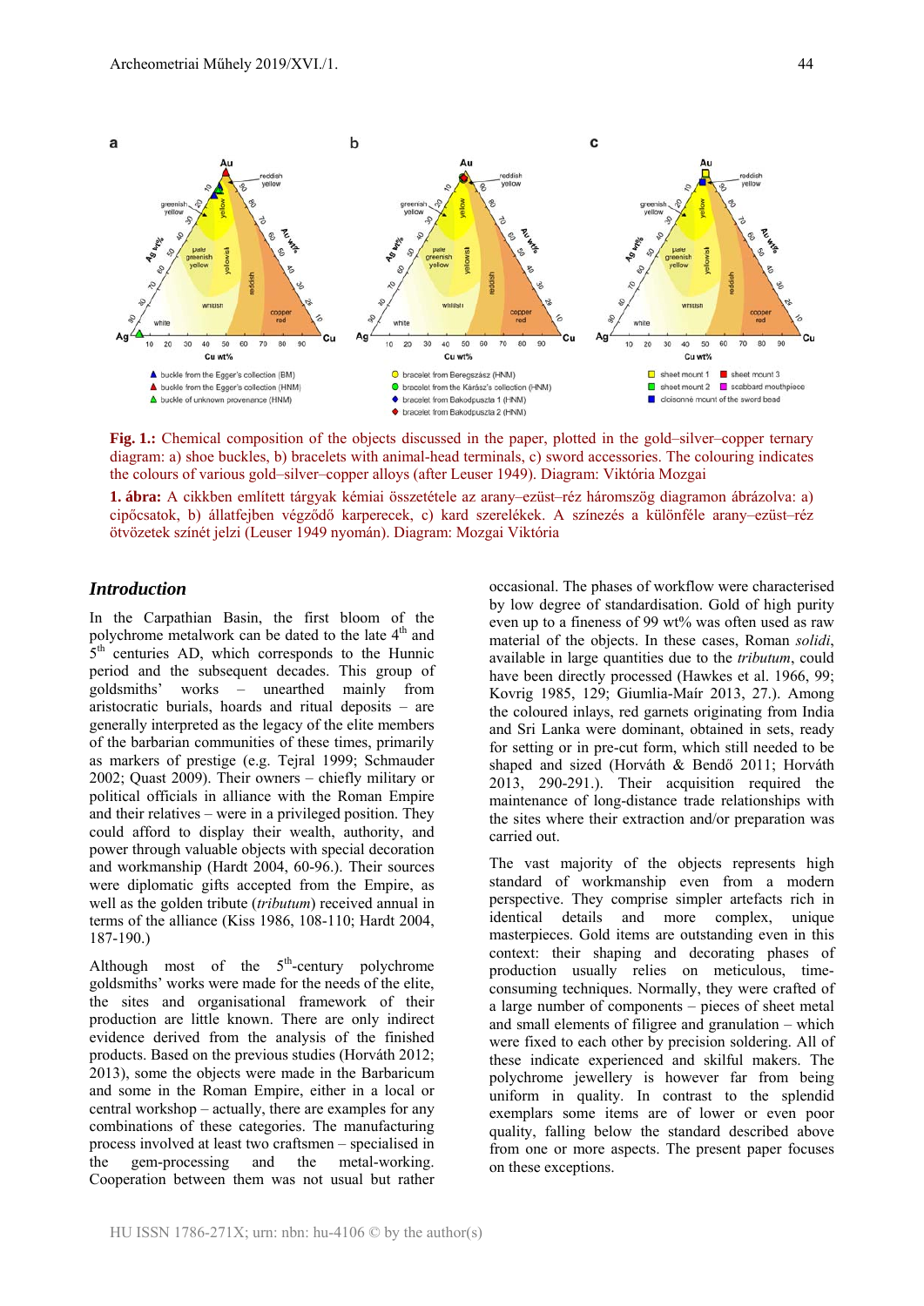**Fig. 1.:** Chemical composition of the objects discussed in the paper, plotted in the gold–silver–copper ternary diagram: a) shoe buckles, b) bracelets with animal-head terminals, c) sword accessories. The colouring indicates the colours of various gold–silver–copper alloys (after Leuser 1949). Diagram: Viktória Mozgai

**1. ábra:** A cikkben említett tárgyak kémiai összetétele az arany–ezüst–réz háromszög diagramon ábrázolva: a) cipőcsatok, b) állatfejben végződő karperecek, c) kard szerelékek. A színezés a különféle arany–ezüst–réz ötvözetek színét jelzi (Leuser 1949 nyomán). Diagram: Mozgai Viktória

## *Introduction*

In the Carpathian Basin, the first bloom of the polychrome metalwork can be dated to the late 4th and 5th centuries AD, which corresponds to the Hunnic period and the subsequent decades. This group of goldsmiths' works – unearthed mainly from aristocratic burials, hoards and ritual deposits – are generally interpreted as the legacy of the elite members of the barbarian communities of these times, primarily as markers of prestige (e.g. Tejral 1999; Schmauder 2002; Quast 2009). Their owners – chiefly military or political officials in alliance with the Roman Empire and their relatives – were in a privileged position. They could afford to display their wealth, authority, and power through valuable objects with special decoration and workmanship (Hardt 2004, 60-96.). Their sources were diplomatic gifts accepted from the Empire, as well as the golden tribute (*tributum*) received annual in terms of the alliance (Kiss 1986, 108-110; Hardt 2004, 187-190.)

Although most of the 5th-century polychrome goldsmiths' works were made for the needs of the elite, the sites and organisational framework of their production are little known. There are only indirect evidence derived from the analysis of the finished products. Based on the previous studies (Horváth 2012; 2013), some the objects were made in the Barbaricum and some in the Roman Empire, either in a local or central workshop – actually, there are examples for any combinations of these categories. The manufacturing process involved at least two craftsmen – specialised in the gem-processing and the metal-working. Cooperation between them was not usual but rather occasional. The phases of workflow were characterised by low degree of standardisation. Gold of high purity even up to a fineness of 99 wt% was often used as raw material of the objects. In these cases, Roman *solidi*, available in large quantities due to the *tributum*, could have been directly processed (Hawkes et al. 1966, 99; Kovrig 1985, 129; Giumlia-Maír 2013, 27.). Among the coloured inlays, red garnets originating from India and Sri Lanka were dominant, obtained in sets, ready for setting or in pre-cut form, which still needed to be shaped and sized (Horváth & Bendő 2011; Horváth 2013, 290-291.). Their acquisition required the maintenance of long-distance trade relationships with the sites where their extraction and/or preparation was carried out.

The vast majority of the objects represents high standard of workmanship even from a modern perspective. They comprise simpler artefacts rich in identical details and more complex, unique masterpieces. Gold items are outstanding even in this context: their shaping and decorating phases of production usually relies on meticulous, time-consuming techniques. Normally, they were crafted of a large number of components – pieces of sheet metal and small elements of filigree and granulation – which were fixed to each other by precision soldering. All of these indicate experienced and skilful makers. The polychrome jewellery is however far from being uniform in quality. In contrast to the splendid exemplars some items are of lower or even poor quality, falling below the standard described above from one or more aspects. The present paper focuses on these exceptions.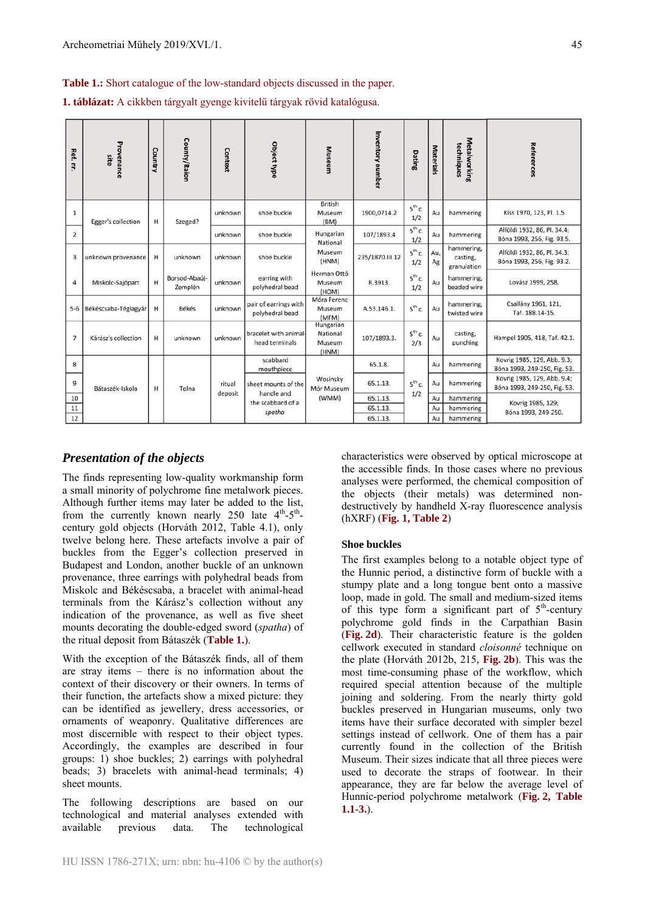**Table 1.:** Short catalogue of the low-standard objects discussed in the paper.

**1. táblázat:** A cikkben tárgyalt gyenge kivitelű tárgyak rövid katalógusa.

| Ref. nr. | Provenance site | Country | County/Raion | Context | Object type | Museum | Inventory number | Dating | Materials | Metalworking techniques | References |
|---|---|---|---|---|---|---|---|---|---|---|---|
| 1 | Egger's collection | H | Szeged? | unknown | shoe buckle | British Museum (BM) | 1900,0714.2 | 5th c. 1/2 | Au | hammering | Kiss 1970, 123, Pl. 1.5 |
| 2 | | | | unknown | shoe buckle | Hungarian National Museum (HNM) | 107/1893.4 | 5th c. 1/2 | Au | hammering | Alföldi 1932, 86, Pl. 34.4; Bóna 1993, 256, Fig. 93.5. |
| 3 | unknown provenance | H | unknown | unknown | shoe buckle | | 235/1870.III.12 | 5th c. 1/2 | Au, Ag | hammering, casting, granulation | Alföldi 1932, 86, Pl. 34.3; Bóna 1993, 256, Fig. 93.2. |
| 4 | Miskolc-Sajópart | H | Borsod-Abaúj-Zemplén | unknown | earring with polyhedral bead | Herman Ottó Museum (HOM) | R.3913. | 5th c. 1/2 | Au | hammering, beaded wire | Lovász 1999, 258. |
| 5-6 | Békéscsaba-Téglagyár | H | Békés | unknown | pair of earrings with polyhedral bead | Móra Ferenc Museum (MFM) | A.53.146.1. | 5th c. | Au | hammering, twisted wire | Csallány 1961, 121, Taf. 188.14-15. |
| 7 | Kárász's collection | H | unknown | unknown | bracelet with animal-head terminals | Hungarian National Museum (HNM) | 107/1893.3. | 5th c. 2/3 | Au | casting, punching | Hampel 1905, 418, Taf. 42.1. |
| 8 | Bátaszék-Iskola | H | Tolna | ritual deposit | scabbard mouthpiece | Wosinsky Mór Museum (WMM) | 65.1.8. | 5th c. 1/2 | Au | hammering | Kovrig 1985, 129, Abb. 9.3; Bóna 1993, 249-250, Fig. 53. |
| 9 | | | | | sheet mounts of the handle and the scabbard of a *spatha* | | 65.1.13. | | Au | hammering | Kovrig 1985, 129, Abb. 9.4; Bóna 1993, 249-250, Fig. 53. |
| 10 | | | | | | | 65.1.13. | | Au | hammering | Kovrig 1985, 129; Bóna 1993, 249-250. |
| 11 | | | | | | | 65.1.13. | | Au | hammering | |
| 12 | | | | | | | 65.1.13. | | Au | hammering | |

### *Presentation of the objects*

The finds representing low-quality workmanship form a small minority of polychrome fine metalwork pieces. Although further items may later be added to the list, from the currently known nearly 250 late 4th-5th-century gold objects (Horváth 2012, Table 4.1), only twelve belong here. These artefacts involve a pair of buckles from the Egger's collection preserved in Budapest and London, another buckle of an unknown provenance, three earrings with polyhedral beads from Miskolc and Békéscsaba, a bracelet with animal-head terminals from the Kárász's collection without any indication of the provenance, as well as five sheet mounts decorating the double-edged sword (*spatha*) of the ritual deposit from Bátaszék (**Table 1.**).

With the exception of the Bátaszék finds, all of them are stray items – there is no information about the context of their discovery or their owners. In terms of their function, the artefacts show a mixed picture: they can be identified as jewellery, dress accessories, or ornaments of weaponry. Qualitative differences are most discernible with respect to their object types. Accordingly, the examples are described in four groups: 1) shoe buckles; 2) earrings with polyhedral beads; 3) bracelets with animal-head terminals; 4) sheet mounts.

The following descriptions are based on our technological and material analyses extended with available previous data. The technological characteristics were observed by optical microscope at the accessible finds. In those cases where no previous analyses were performed, the chemical composition of the objects (their metals) was determined non-destructively by handheld X-ray fluorescence analysis (hXRF) (**Fig. 1, Table 2**)

#### Shoe buckles

The first examples belong to a notable object type of the Hunnic period, a distinctive form of buckle with a stumpy plate and a long tongue bent onto a massive loop, made in gold. The small and medium-sized items of this type form a significant part of 5th-century polychrome gold finds in the Carpathian Basin (**Fig. 2d**). Their characteristic feature is the golden cellwork executed in standard *cloisonné* technique on the plate (Horváth 2012b, 215, **Fig. 2b**). This was the most time-consuming phase of the workflow, which required special attention because of the multiple joining and soldering. From the nearly thirty gold buckles preserved in Hungarian museums, only two items have their surface decorated with simpler bezel settings instead of cellwork. One of them has a pair currently found in the collection of the British Museum. Their sizes indicate that all three pieces were used to decorate the straps of footwear. In their appearance, they are far below the average level of Hunnic-period polychrome metalwork (**Fig. 2, Table 1.1-3.**).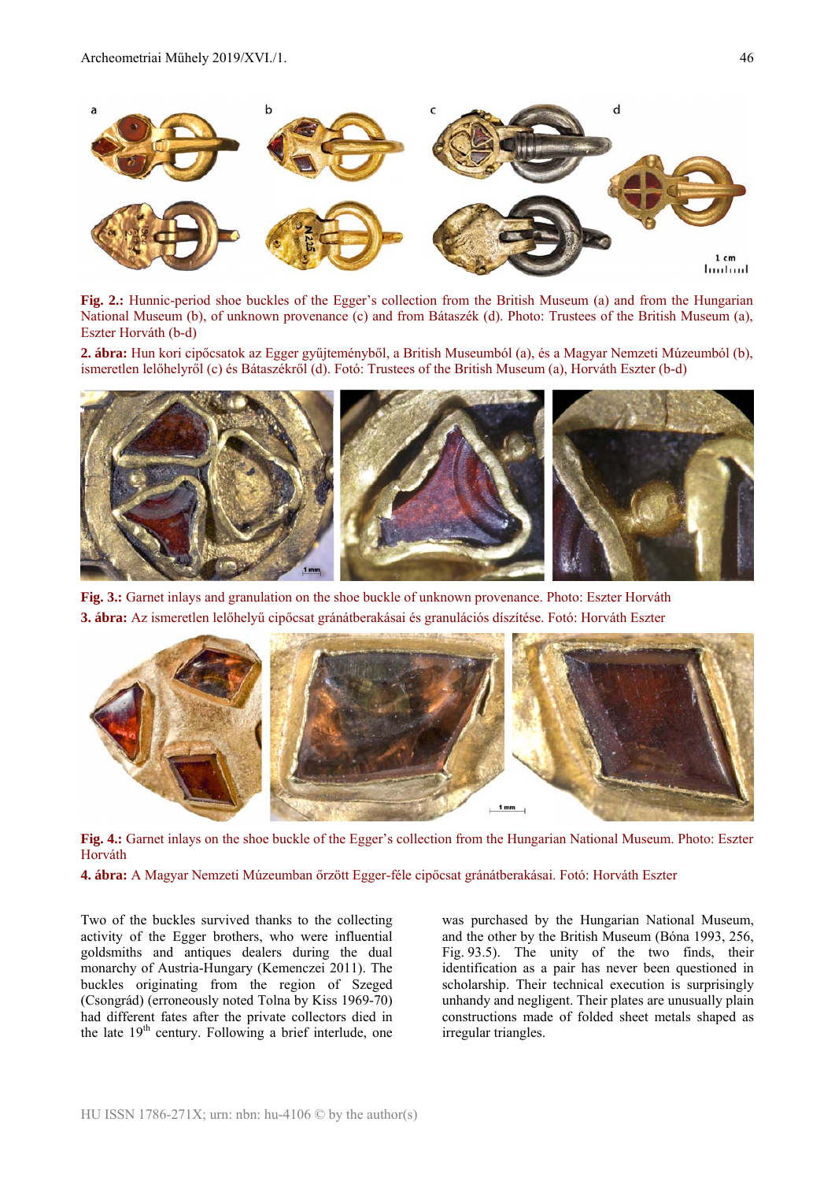**Fig. 2.:** Hunnic-period shoe buckles of the Egger's collection from the British Museum (a) and from the Hungarian National Museum (b), of unknown provenance (c) and from Bátaszék (d). Photo: Trustees of the British Museum (a), Eszter Horváth (b-d)

**2. ábra:** Hun kori cipőcsatok az Egger gyűjteményből, a British Museumból (a), és a Magyar Nemzeti Múzeumból (b), ismeretlen lelőhelyről (c) és Bátaszékről (d). Fotó: Trustees of the British Museum (a), Horváth Eszter (b-d)

**Fig. 3.:** Garnet inlays and granulation on the shoe buckle of unknown provenance. Photo: Eszter Horváth

**3. ábra:** Az ismeretlen lelőhelyű cipőcsat gránátberakásai és granulációs díszítése. Fotó: Horváth Eszter

**Fig. 4.:** Garnet inlays on the shoe buckle of the Egger's collection from the Hungarian National Museum. Photo: Eszter Horváth

**4. ábra:** A Magyar Nemzeti Múzeumban őrzött Egger-féle cipőcsat gránátberakásai. Fotó: Horváth Eszter

Two of the buckles survived thanks to the collecting activity of the Egger brothers, who were influential goldsmiths and antiques dealers during the dual monarchy of Austria-Hungary (Kemenczei 2011). The buckles originating from the region of Szeged (Csongrád) (erroneously noted Tolna by Kiss 1969-70) had different fates after the private collectors died in the late 19th century. Following a brief interlude, one was purchased by the Hungarian National Museum, and the other by the British Museum (Bóna 1993, 256, Fig. 93.5). The unity of the two finds, their identification as a pair has never been questioned in scholarship. Their technical execution is surprisingly unhandy and negligent. Their plates are unusually plain constructions made of folded sheet metals shaped as irregular triangles.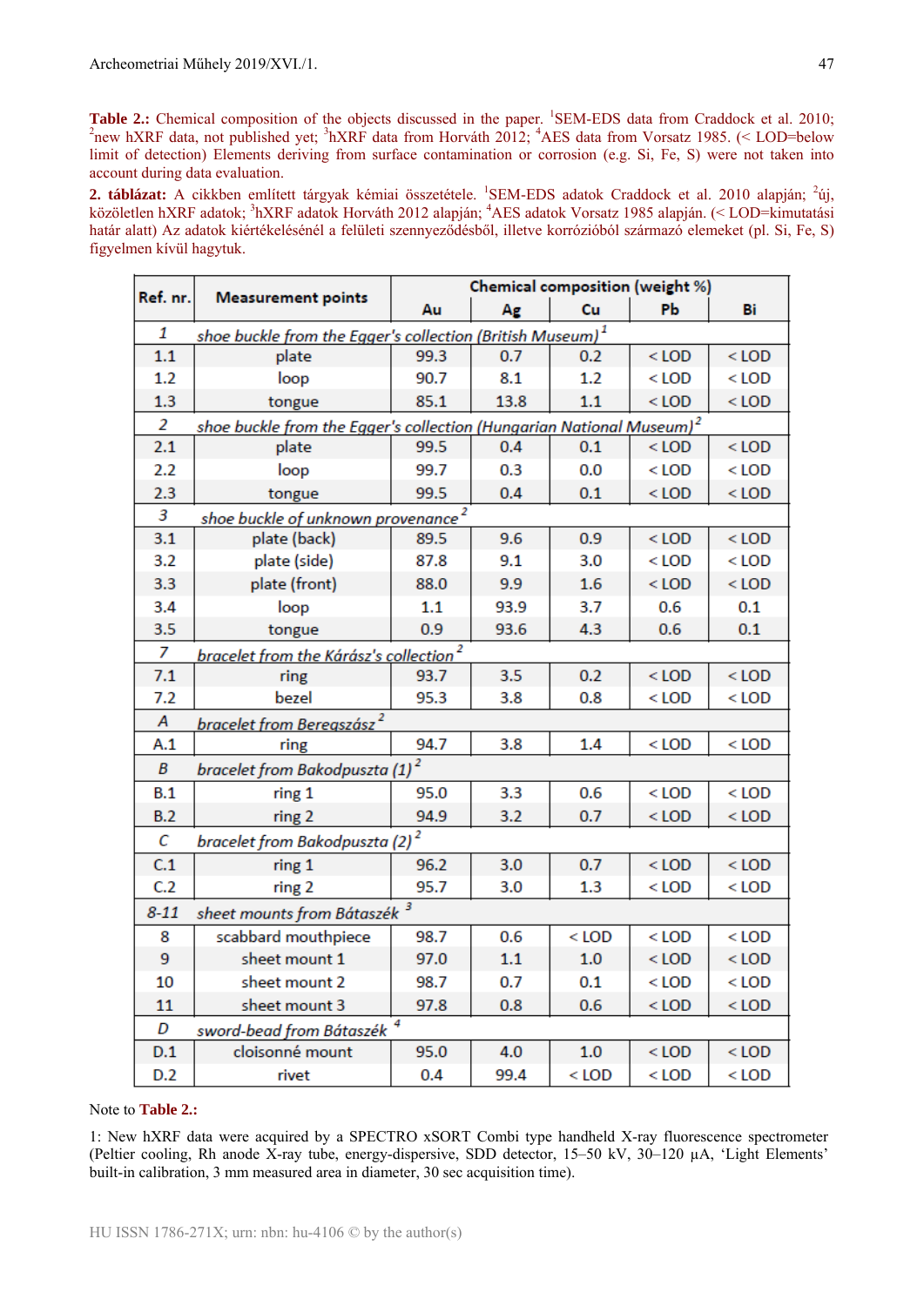**Table 2.:** Chemical composition of the objects discussed in the paper. [1]SEM-EDS data from Craddock et al. 2010; [2]new hXRF data, not published yet; [3]hXRF data from Horváth 2012; [4]AES data from Vorsatz 1985. (< LOD=below limit of detection) Elements deriving from surface contamination or corrosion (e.g. Si, Fe, S) were not taken into account during data evaluation.

**2. táblázat:** A cikkben említett tárgyak kémiai összetétele. [1]SEM-EDS adatok Craddock et al. 2010 alapján; [2]új, közöletlen hXRF adatok; [3]hXRF adatok Horváth 2012 alapján; [4]AES adatok Vorsatz 1985 alapján. (< LOD=kimutatási határ alatt) Az adatok kiértékelésénél a felületi szennyeződésből, illetve korrózióból származó elemeket (pl. Si, Fe, S) figyelmen kívül hagytuk.

| Ref. nr. | Measurement points | Chemical composition (weight %) | | | | |
|---|---|---|---|---|---|---|
| | | Au | Ag | Cu | Pb | Bi |
| *1* | *shoe buckle from the Egger's collection (British Museum)*[1] | | | | | |
| 1.1 | plate | 99.3 | 0.7 | 0.2 | < LOD | < LOD |
| 1.2 | loop | 90.7 | 8.1 | 1.2 | < LOD | < LOD |
| 1.3 | tongue | 85.1 | 13.8 | 1.1 | < LOD | < LOD |
| *2* | *shoe buckle from the Egger's collection (Hungarian National Museum)*[2] | | | | | |
| 2.1 | plate | 99.5 | 0.4 | 0.1 | < LOD | < LOD |
| 2.2 | loop | 99.7 | 0.3 | 0.0 | < LOD | < LOD |
| 2.3 | tongue | 99.5 | 0.4 | 0.1 | < LOD | < LOD |
| *3* | *shoe buckle of unknown provenance*[2] | | | | | |
| 3.1 | plate (back) | 89.5 | 9.6 | 0.9 | < LOD | < LOD |
| 3.2 | plate (side) | 87.8 | 9.1 | 3.0 | < LOD | < LOD |
| 3.3 | plate (front) | 88.0 | 9.9 | 1.6 | < LOD | < LOD |
| 3.4 | loop | 1.1 | 93.9 | 3.7 | 0.6 | 0.1 |
| 3.5 | tongue | 0.9 | 93.6 | 4.3 | 0.6 | 0.1 |
| *7* | *bracelet from the Kárász's collection*[2] | | | | | |
| 7.1 | ring | 93.7 | 3.5 | 0.2 | < LOD | < LOD |
| 7.2 | bezel | 95.3 | 3.8 | 0.8 | < LOD | < LOD |
| *A* | *bracelet from Beregszász*[2] | | | | | |
| A.1 | ring | 94.7 | 3.8 | 1.4 | < LOD | < LOD |
| *B* | *bracelet from Bakodpuszta (1)*[2] | | | | | |
| B.1 | ring 1 | 95.0 | 3.3 | 0.6 | < LOD | < LOD |
| B.2 | ring 2 | 94.9 | 3.2 | 0.7 | < LOD | < LOD |
| *C* | *bracelet from Bakodpuszta (2)*[2] | | | | | |
| C.1 | ring 1 | 96.2 | 3.0 | 0.7 | < LOD | < LOD |
| C.2 | ring 2 | 95.7 | 3.0 | 1.3 | < LOD | < LOD |
| *8-11* | *sheet mounts from Bátaszék*[3] | | | | | |
| 8 | scabbard mouthpiece | 98.7 | 0.6 | < LOD | < LOD | < LOD |
| 9 | sheet mount 1 | 97.0 | 1.1 | 1.0 | < LOD | < LOD |
| 10 | sheet mount 2 | 98.7 | 0.7 | 0.1 | < LOD | < LOD |
| 11 | sheet mount 3 | 97.8 | 0.8 | 0.6 | < LOD | < LOD |
| *D* | *sword-bead from Bátaszék*[4] | | | | | |
| D.1 | cloisonné mount | 95.0 | 4.0 | 1.0 | < LOD | < LOD |
| D.2 | rivet | 0.4 | 99.4 | < LOD | < LOD | < LOD |

Note to **Table 2.:**

1: New hXRF data were acquired by a SPECTRO xSORT Combi type handheld X-ray fluorescence spectrometer (Peltier cooling, Rh anode X-ray tube, energy-dispersive, SDD detector, 15–50 kV, 30–120 µA, 'Light Elements' built-in calibration, 3 mm measured area in diameter, 30 sec acquisition time).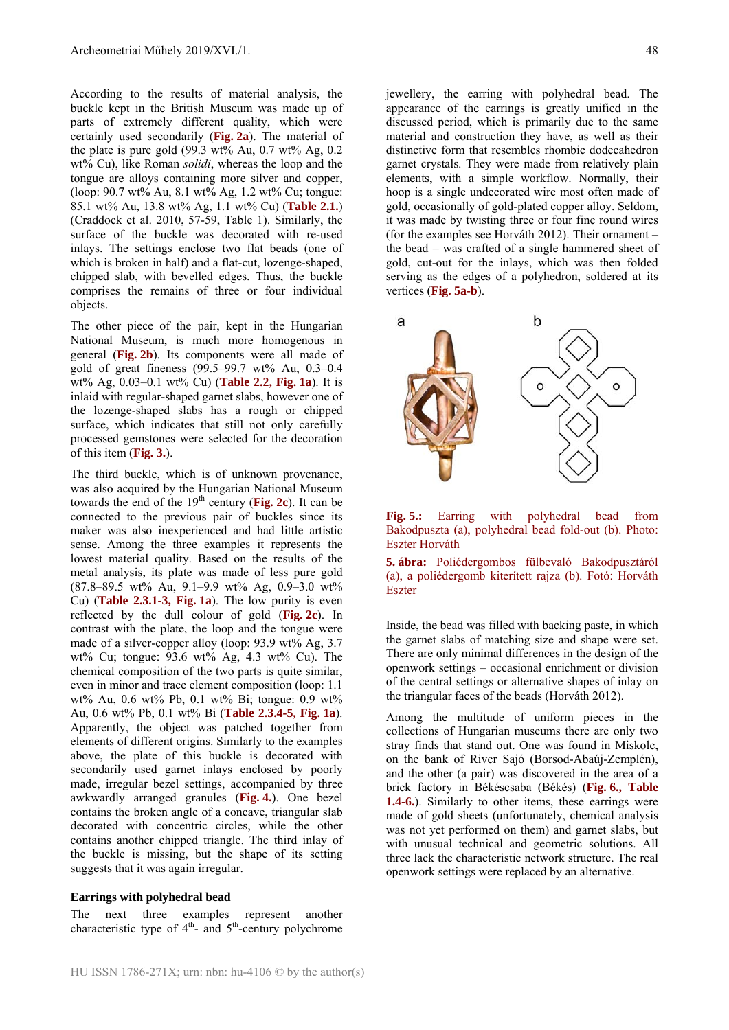According to the results of material analysis, the buckle kept in the British Museum was made up of parts of extremely different quality, which were certainly used secondarily (**Fig. 2a**). The material of the plate is pure gold (99.3 wt% Au, 0.7 wt% Ag, 0.2 wt% Cu), like Roman *solidi*, whereas the loop and the tongue are alloys containing more silver and copper, (loop: 90.7 wt% Au, 8.1 wt% Ag, 1.2 wt% Cu; tongue: 85.1 wt% Au, 13.8 wt% Ag, 1.1 wt% Cu) (**Table 2.1.**) (Craddock et al. 2010, 57-59, Table 1). Similarly, the surface of the buckle was decorated with re-used inlays. The settings enclose two flat beads (one of which is broken in half) and a flat-cut, lozenge-shaped, chipped slab, with bevelled edges. Thus, the buckle comprises the remains of three or four individual objects.

The other piece of the pair, kept in the Hungarian National Museum, is much more homogenous in general (**Fig. 2b**). Its components were all made of gold of great fineness (99.5–99.7 wt% Au, 0.3–0.4 wt% Ag, 0.03–0.1 wt% Cu) (**Table 2.2, Fig. 1a**). It is inlaid with regular-shaped garnet slabs, however one of the lozenge-shaped slabs has a rough or chipped surface, which indicates that still not only carefully processed gemstones were selected for the decoration of this item (**Fig. 3.**).

The third buckle, which is of unknown provenance, was also acquired by the Hungarian National Museum towards the end of the 19th century (**Fig. 2c**). It can be connected to the previous pair of buckles since its maker was also inexperienced and had little artistic sense. Among the three examples it represents the lowest material quality. Based on the results of the metal analysis, its plate was made of less pure gold (87.8–89.5 wt% Au, 9.1–9.9 wt% Ag, 0.9–3.0 wt% Cu) (**Table 2.3.1-3, Fig. 1a**). The low purity is even reflected by the dull colour of gold (**Fig. 2c**). In contrast with the plate, the loop and the tongue were made of a silver-copper alloy (loop: 93.9 wt% Ag, 3.7 wt% Cu; tongue: 93.6 wt% Ag, 4.3 wt% Cu). The chemical composition of the two parts is quite similar, even in minor and trace element composition (loop: 1.1 wt% Au, 0.6 wt% Pb, 0.1 wt% Bi; tongue: 0.9 wt% Au, 0.6 wt% Pb, 0.1 wt% Bi (**Table 2.3.4-5, Fig. 1a**). Apparently, the object was patched together from elements of different origins. Similarly to the examples above, the plate of this buckle is decorated with secondarily used garnet inlays enclosed by poorly made, irregular bezel settings, accompanied by three awkwardly arranged granules (**Fig. 4.**). One bezel contains the broken angle of a concave, triangular slab decorated with concentric circles, while the other contains another chipped triangle. The third inlay of the buckle is missing, but the shape of its setting suggests that it was again irregular.

### Earrings with polyhedral bead

The next three examples represent another characteristic type of 4th- and 5th-century polychrome jewellery, the earring with polyhedral bead. The appearance of the earrings is greatly unified in the discussed period, which is primarily due to the same material and construction they have, as well as their distinctive form that resembles rhombic dodecahedron garnet crystals. They were made from relatively plain elements, with a simple workflow. Normally, their hoop is a single undecorated wire most often made of gold, occasionally of gold-plated copper alloy. Seldom, it was made by twisting three or four fine round wires (for the examples see Horváth 2012). Their ornament – the bead – was crafted of a single hammered sheet of gold, cut-out for the inlays, which was then folded serving as the edges of a polyhedron, soldered at its vertices (**Fig. 5a-b**).

**Fig. 5.:** Earring with polyhedral bead from Bakodpuszta (a), polyhedral bead fold-out (b). Photo: Eszter Horváth

**5. ábra:** Poliédergombos fülbevaló Bakodpusztáról (a), a poliédergomb kiterített rajza (b). Fotó: Horváth Eszter

Inside, the bead was filled with backing paste, in which the garnet slabs of matching size and shape were set. There are only minimal differences in the design of the openwork settings – occasional enrichment or division of the central settings or alternative shapes of inlay on the triangular faces of the beads (Horváth 2012).

Among the multitude of uniform pieces in the collections of Hungarian museums there are only two stray finds that stand out. One was found in Miskolc, on the bank of River Sajó (Borsod-Abaúj-Zemplén), and the other (a pair) was discovered in the area of a brick factory in Békéscsaba (Békés) (**Fig. 6., Table 1.4-6.**). Similarly to other items, these earrings were made of gold sheets (unfortunately, chemical analysis was not yet performed on them) and garnet slabs, but with unusual technical and geometric solutions. All three lack the characteristic network structure. The real openwork settings were replaced by an alternative.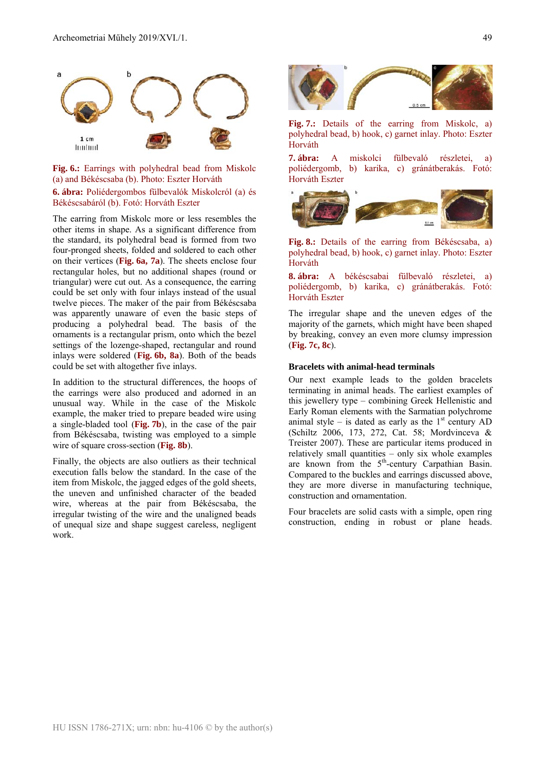**Fig. 6.:** Earrings with polyhedral bead from Miskolc (a) and Békéscsaba (b). Photo: Eszter Horváth

**6. ábra:** Poliédergombos fülbevalók Miskolcról (a) és Békéscsabáról (b). Fotó: Horváth Eszter

The earring from Miskolc more or less resembles the other items in shape. As a significant difference from the standard, its polyhedral bead is formed from two four-pronged sheets, folded and soldered to each other on their vertices (**Fig. 6a, 7a**). The sheets enclose four rectangular holes, but no additional shapes (round or triangular) were cut out. As a consequence, the earring could be set only with four inlays instead of the usual twelve pieces. The maker of the pair from Békéscsaba was apparently unaware of even the basic steps of producing a polyhedral bead. The basis of the ornaments is a rectangular prism, onto which the bezel settings of the lozenge-shaped, rectangular and round inlays were soldered (**Fig. 6b, 8a**). Both of the beads could be set with altogether five inlays.

In addition to the structural differences, the hoops of the earrings were also produced and adorned in an unusual way. While in the case of the Miskolc example, the maker tried to prepare beaded wire using a single-bladed tool (**Fig. 7b**), in the case of the pair from Békéscsaba, twisting was employed to a simple wire of square cross-section (**Fig. 8b**).

Finally, the objects are also outliers as their technical execution falls below the standard. In the case of the item from Miskolc, the jagged edges of the gold sheets, the uneven and unfinished character of the beaded wire, whereas at the pair from Békéscsaba, the irregular twisting of the wire and the unaligned beads of unequal size and shape suggest careless, negligent work.

**Fig. 7.:** Details of the earring from Miskolc, a) polyhedral bead, b) hook, c) garnet inlay. Photo: Eszter Horváth

**7. ábra:** A miskolci fülbevaló részletei, a) poliédergomb, b) karika, c) gránátberakás. Fotó: Horváth Eszter

**Fig. 8.:** Details of the earring from Békéscsaba, a) polyhedral bead, b) hook, c) garnet inlay. Photo: Eszter Horváth

**8. ábra:** A békéscsabai fülbevaló részletei, a) poliédergomb, b) karika, c) gránátberakás. Fotó: Horváth Eszter

The irregular shape and the uneven edges of the majority of the garnets, which might have been shaped by breaking, convey an even more clumsy impression (**Fig. 7c, 8c**).

### Bracelets with animal-head terminals

Our next example leads to the golden bracelets terminating in animal heads. The earliest examples of this jewellery type – combining Greek Hellenistic and Early Roman elements with the Sarmatian polychrome animal style – is dated as early as the 1st century AD (Schiltz 2006, 173, 272, Cat. 58; Mordvinceva & Treister 2007). These are particular items produced in relatively small quantities – only six whole examples are known from the 5th-century Carpathian Basin. Compared to the buckles and earrings discussed above, they are more diverse in manufacturing technique, construction and ornamentation.

Four bracelets are solid casts with a simple, open ring construction, ending in robust or plane heads.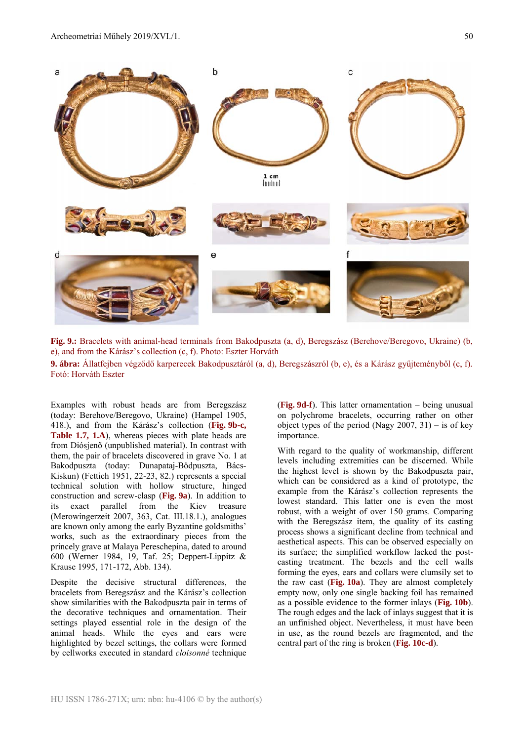**Fig. 9.:** Bracelets with animal-head terminals from Bakodpuszta (a, d), Beregszász (Berehove/Beregovo, Ukraine) (b, e), and from the Kárász's collection (c, f). Photo: Eszter Horváth

**9. ábra:** Állatfejben végződő karperecek Bakodpusztáról (a, d), Beregszászról (b, e), és a Kárász gyűjteményből (c, f). Fotó: Horváth Eszter

Examples with robust heads are from Beregszász (today: Berehove/Beregovo, Ukraine) (Hampel 1905, 418.), and from the Kárász's collection (**Fig. 9b-c, Table 1.7, 1.A**), whereas pieces with plate heads are from Diósjenő (unpublished material). In contrast with them, the pair of bracelets discovered in grave No. 1 at Bakodpuszta (today: Dunapataj-Bödpuszta, Bács-Kiskun) (Fettich 1951, 22-23, 82.) represents a special technical solution with hollow structure, hinged construction and screw-clasp (**Fig. 9a**). In addition to its exact parallel from the Kiev treasure (Merowingerzeit 2007, 363, Cat. III.18.1.), analogues are known only among the early Byzantine goldsmiths' works, such as the extraordinary pieces from the princely grave at Malaya Pereschepina, dated to around 600 (Werner 1984, 19, Taf. 25; Deppert-Lippitz & Krause 1995, 171-172, Abb. 134).

Despite the decisive structural differences, the bracelets from Beregszász and the Kárász's collection show similarities with the Bakodpuszta pair in terms of the decorative techniques and ornamentation. Their settings played essential role in the design of the animal heads. While the eyes and ears were highlighted by bezel settings, the collars were formed by cellworks executed in standard *cloisonné* technique (**Fig. 9d-f**). This latter ornamentation – being unusual on polychrome bracelets, occurring rather on other object types of the period (Nagy 2007, 31) – is of key importance.

With regard to the quality of workmanship, different levels including extremities can be discerned. While the highest level is shown by the Bakodpuszta pair, which can be considered as a kind of prototype, the example from the Kárász's collection represents the lowest standard. This latter one is even the most robust, with a weight of over 150 grams. Comparing with the Beregszász item, the quality of its casting process shows a significant decline from technical and aesthetical aspects. This can be observed especially on its surface; the simplified workflow lacked the post-casting treatment. The bezels and the cell walls forming the eyes, ears and collars were clumsily set to the raw cast (**Fig. 10a**). They are almost completely empty now, only one single backing foil has remained as a possible evidence to the former inlays (**Fig. 10b**). The rough edges and the lack of inlays suggest that it is an unfinished object. Nevertheless, it must have been in use, as the round bezels are fragmented, and the central part of the ring is broken (**Fig. 10c-d**).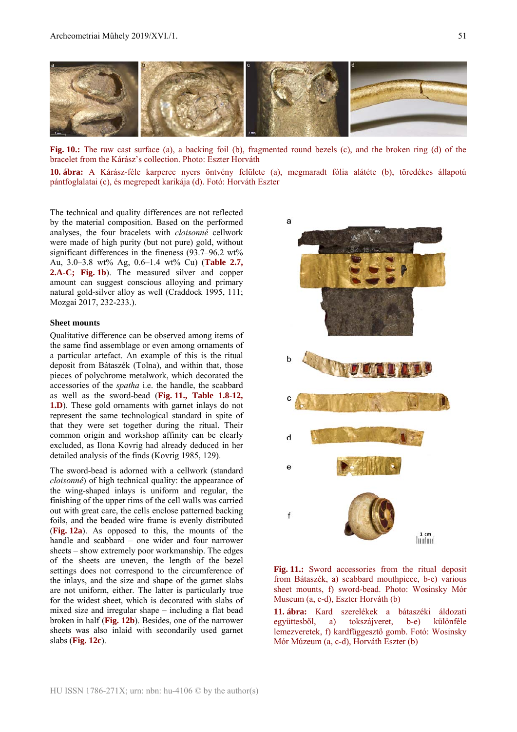**Fig. 10.:** The raw cast surface (a), a backing foil (b), fragmented round bezels (c), and the broken ring (d) of the bracelet from the Kárász's collection. Photo: Eszter Horváth

**10. ábra:** A Kárász-féle karperec nyers öntvény felülete (a), megmaradt fólia alátéte (b), töredékes állapotú pántfoglalatai (c), és megrepedt karikája (d). Fotó: Horváth Eszter

The technical and quality differences are not reflected by the material composition. Based on the performed analyses, the four bracelets with *cloisonné* cellwork were made of high purity (but not pure) gold, without significant differences in the fineness (93.7–96.2 wt% Au, 3.0–3.8 wt% Ag, 0.6–1.4 wt% Cu) (**Table 2.7, 2.A-C; Fig. 1b**). The measured silver and copper amount can suggest conscious alloying and primary natural gold-silver alloy as well (Craddock 1995, 111; Mozgai 2017, 232-233.).

### Sheet mounts

Qualitative difference can be observed among items of the same find assemblage or even among ornaments of a particular artefact. An example of this is the ritual deposit from Bátaszék (Tolna), and within that, those pieces of polychrome metalwork, which decorated the accessories of the *spatha* i.e. the handle, the scabbard as well as the sword-bead (**Fig. 11., Table 1.8-12, 1.D**). These gold ornaments with garnet inlays do not represent the same technological standard in spite of that they were set together during the ritual. Their common origin and workshop affinity can be clearly excluded, as Ilona Kovrig had already deduced in her detailed analysis of the finds (Kovrig 1985, 129).

The sword-bead is adorned with a cellwork (standard *cloisonné*) of high technical quality: the appearance of the wing-shaped inlays is uniform and regular, the finishing of the upper rims of the cell walls was carried out with great care, the cells enclose patterned backing foils, and the beaded wire frame is evenly distributed (**Fig. 12a**). As opposed to this, the mounts of the handle and scabbard – one wider and four narrower sheets – show extremely poor workmanship. The edges of the sheets are uneven, the length of the bezel settings does not correspond to the circumference of the inlays, and the size and shape of the garnet slabs are not uniform, either. The latter is particularly true for the widest sheet, which is decorated with slabs of mixed size and irregular shape – including a flat bead broken in half (**Fig. 12b**). Besides, one of the narrower sheets was also inlaid with secondarily used garnet slabs (**Fig. 12c**).

**Fig. 11.:** Sword accessories from the ritual deposit from Bátaszék, a) scabbard mouthpiece, b-e) various sheet mounts, f) sword-bead. Photo: Wosinsky Mór Museum (a, c-d), Eszter Horváth (b)

**11. ábra:** Kard szerelékek a bátaszéki áldozati együttesből, a) tokszájveret, b-e) különféle lemezveretek, f) kardfüggesztő gomb. Fotó: Wosinsky Mór Múzeum (a, c-d), Horváth Eszter (b)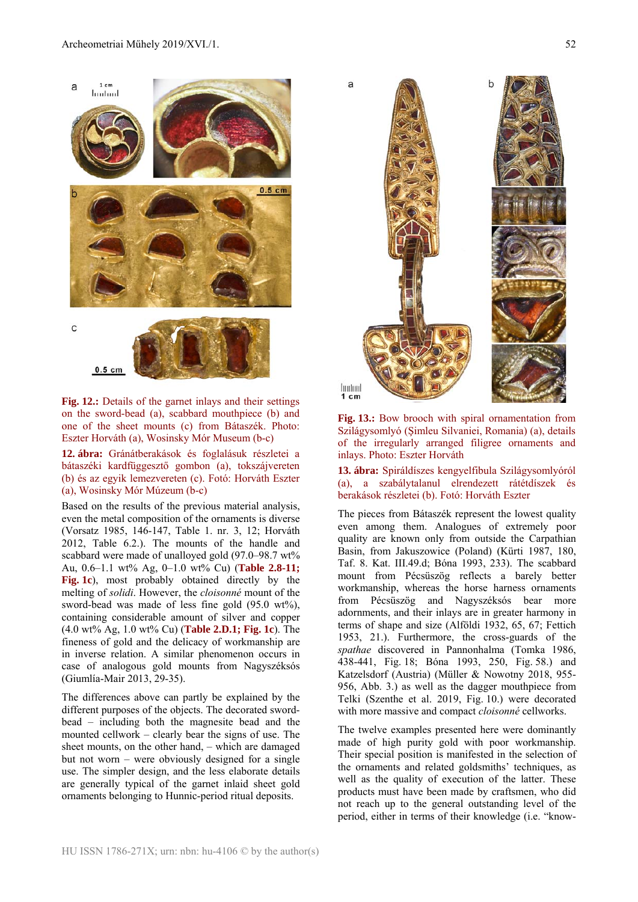**Fig. 12.:** Details of the garnet inlays and their settings on the sword-bead (a), scabbard mouthpiece (b) and one of the sheet mounts (c) from Bátaszék. Photo: Eszter Horváth (a), Wosinsky Mór Museum (b-c)

**12. ábra:** Gránátberakások és foglalásuk részletei a bátaszéki kardfüggesztő gombon (a), tokszájvereten (b) és az egyik lemezvereten (c). Fotó: Horváth Eszter (a), Wosinsky Mór Múzeum (b-c)

Based on the results of the previous material analysis, even the metal composition of the ornaments is diverse (Vorsatz 1985, 146-147, Table 1. nr. 3, 12; Horváth 2012, Table 6.2.). The mounts of the handle and scabbard were made of unalloyed gold (97.0–98.7 wt% Au, 0.6–1.1 wt% Ag, 0–1.0 wt% Cu) (**Table 2.8-11; Fig. 1c**), most probably obtained directly by the melting of *solidi*. However, the *cloisonné* mount of the sword-bead was made of less fine gold (95.0 wt%), containing considerable amount of silver and copper (4.0 wt% Ag, 1.0 wt% Cu) (**Table 2.D.1; Fig. 1c**). The fineness of gold and the delicacy of workmanship are in inverse relation. A similar phenomenon occurs in case of analogous gold mounts from Nagyszéksós (Giumlía-Mair 2013, 29-35).

The differences above can partly be explained by the different purposes of the objects. The decorated sword-bead – including both the magnesite bead and the mounted cellwork – clearly bear the signs of use. The sheet mounts, on the other hand, – which are damaged but not worn – were obviously designed for a single use. The simpler design, and the less elaborate details are generally typical of the garnet inlaid sheet gold ornaments belonging to Hunnic-period ritual deposits.

**Fig. 13.:** Bow brooch with spiral ornamentation from Szilágysomlyó (Şimleu Silvaniei, Romania) (a), details of the irregularly arranged filigree ornaments and inlays. Photo: Eszter Horváth

**13. ábra:** Spiráldíszes kengyelfibula Szilágysomlyóról (a), a szabálytalanul elrendezett rátétdíszek és berakások részletei (b). Fotó: Horváth Eszter

The pieces from Bátaszék represent the lowest quality even among them. Analogues of extremely poor quality are known only from outside the Carpathian Basin, from Jakuszowice (Poland) (Kürti 1987, 180, Taf. 8. Kat. III.49.d; Bóna 1993, 233). The scabbard mount from Pécsüszög reflects a barely better workmanship, whereas the horse harness ornaments from Pécsüszög and Nagyszéksós bear more adornments, and their inlays are in greater harmony in terms of shape and size (Alföldi 1932, 65, 67; Fettich 1953, 21.). Furthermore, the cross-guards of the *spathae* discovered in Pannonhalma (Tomka 1986, 438-441, Fig. 18; Bóna 1993, 250, Fig. 58.) and Katzelsdorf (Austria) (Müller & Nowotny 2018, 955-956, Abb. 3.) as well as the dagger mouthpiece from Telki (Szenthe et al. 2019, Fig. 10.) were decorated with more massive and compact *cloisonné* cellworks.

The twelve examples presented here were dominantly made of high purity gold with poor workmanship. Their special position is manifested in the selection of the ornaments and related goldsmiths' techniques, as well as the quality of execution of the latter. These products must have been made by craftsmen, who did not reach up to the general outstanding level of the period, either in terms of their knowledge (i.e. "know-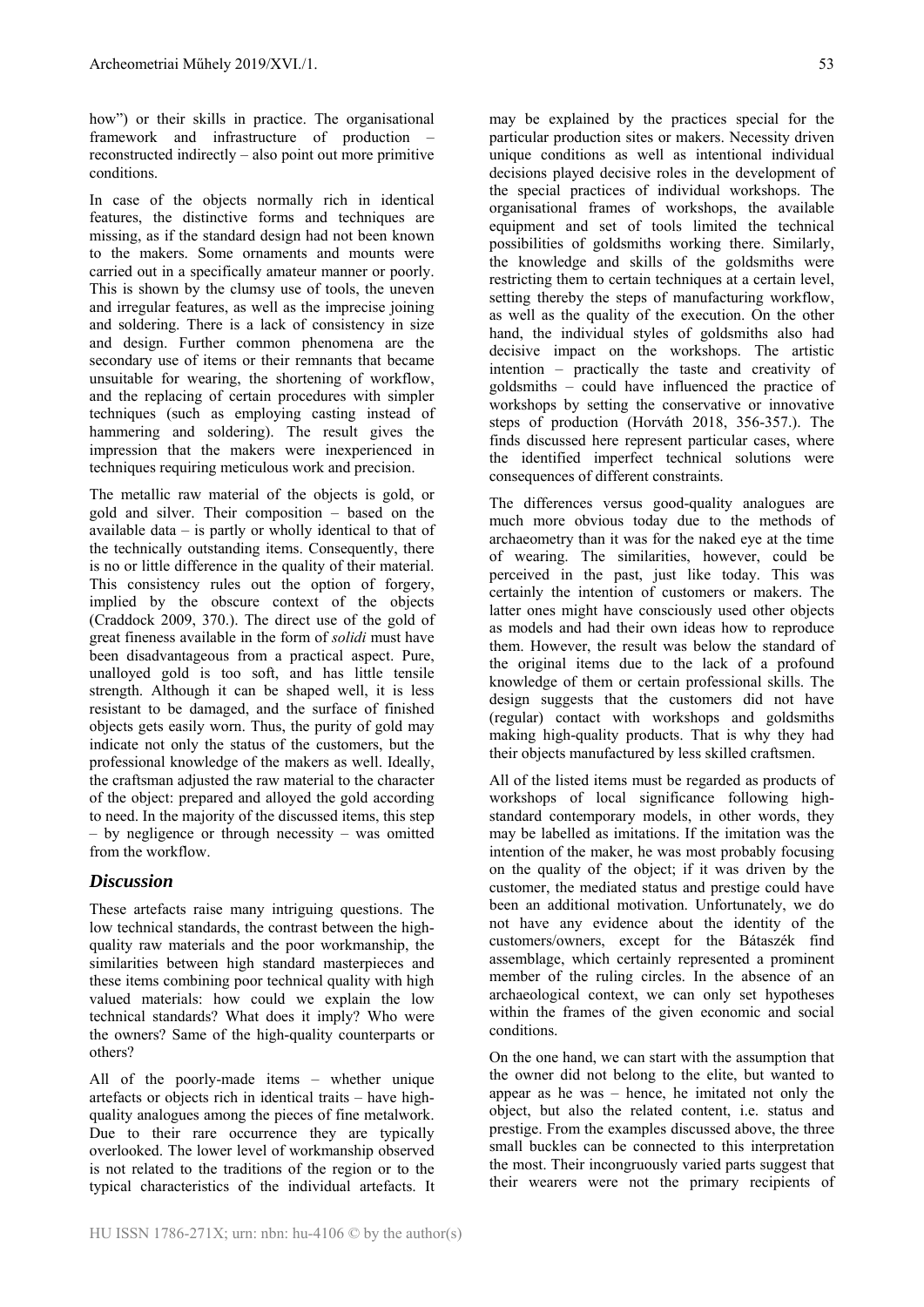how") or their skills in practice. The organisational framework and infrastructure of production – reconstructed indirectly – also point out more primitive conditions.

In case of the objects normally rich in identical features, the distinctive forms and techniques are missing, as if the standard design had not been known to the makers. Some ornaments and mounts were carried out in a specifically amateur manner or poorly. This is shown by the clumsy use of tools, the uneven and irregular features, as well as the imprecise joining and soldering. There is a lack of consistency in size and design. Further common phenomena are the secondary use of items or their remnants that became unsuitable for wearing, the shortening of workflow, and the replacing of certain procedures with simpler techniques (such as employing casting instead of hammering and soldering). The result gives the impression that the makers were inexperienced in techniques requiring meticulous work and precision.

The metallic raw material of the objects is gold, or gold and silver. Their composition – based on the available data – is partly or wholly identical to that of the technically outstanding items. Consequently, there is no or little difference in the quality of their material. This consistency rules out the option of forgery, implied by the obscure context of the objects (Craddock 2009, 370.). The direct use of the gold of great fineness available in the form of *solidi* must have been disadvantageous from a practical aspect. Pure, unalloyed gold is too soft, and has little tensile strength. Although it can be shaped well, it is less resistant to be damaged, and the surface of finished objects gets easily worn. Thus, the purity of gold may indicate not only the status of the customers, but the professional knowledge of the makers as well. Ideally, the craftsman adjusted the raw material to the character of the object: prepared and alloyed the gold according to need. In the majority of the discussed items, this step – by negligence or through necessity – was omitted from the workflow.

## *Discussion*

These artefacts raise many intriguing questions. The low technical standards, the contrast between the high-quality raw materials and the poor workmanship, the similarities between high standard masterpieces and these items combining poor technical quality with high valued materials: how could we explain the low technical standards? What does it imply? Who were the owners? Same of the high-quality counterparts or others?

All of the poorly-made items – whether unique artefacts or objects rich in identical traits – have high-quality analogues among the pieces of fine metalwork. Due to their rare occurrence they are typically overlooked. The lower level of workmanship observed is not related to the traditions of the region or to the typical characteristics of the individual artefacts. It may be explained by the practices special for the particular production sites or makers. Necessity driven unique conditions as well as intentional individual decisions played decisive roles in the development of the special practices of individual workshops. The organisational frames of workshops, the available equipment and set of tools limited the technical possibilities of goldsmiths working there. Similarly, the knowledge and skills of the goldsmiths were restricting them to certain techniques at a certain level, setting thereby the steps of manufacturing workflow, as well as the quality of the execution. On the other hand, the individual styles of goldsmiths also had decisive impact on the workshops. The artistic intention – practically the taste and creativity of goldsmiths – could have influenced the practice of workshops by setting the conservative or innovative steps of production (Horváth 2018, 356-357.). The finds discussed here represent particular cases, where the identified imperfect technical solutions were consequences of different constraints.

The differences versus good-quality analogues are much more obvious today due to the methods of archaeometry than it was for the naked eye at the time of wearing. The similarities, however, could be perceived in the past, just like today. This was certainly the intention of customers or makers. The latter ones might have consciously used other objects as models and had their own ideas how to reproduce them. However, the result was below the standard of the original items due to the lack of a profound knowledge of them or certain professional skills. The design suggests that the customers did not have (regular) contact with workshops and goldsmiths making high-quality products. That is why they had their objects manufactured by less skilled craftsmen.

All of the listed items must be regarded as products of workshops of local significance following high-standard contemporary models, in other words, they may be labelled as imitations. If the imitation was the intention of the maker, he was most probably focusing on the quality of the object; if it was driven by the customer, the mediated status and prestige could have been an additional motivation. Unfortunately, we do not have any evidence about the identity of the customers/owners, except for the Bátaszék find assemblage, which certainly represented a prominent member of the ruling circles. In the absence of an archaeological context, we can only set hypotheses within the frames of the given economic and social conditions.

On the one hand, we can start with the assumption that the owner did not belong to the elite, but wanted to appear as he was – hence, he imitated not only the object, but also the related content, i.e. status and prestige. From the examples discussed above, the three small buckles can be connected to this interpretation the most. Their incongruously varied parts suggest that their wearers were not the primary recipients of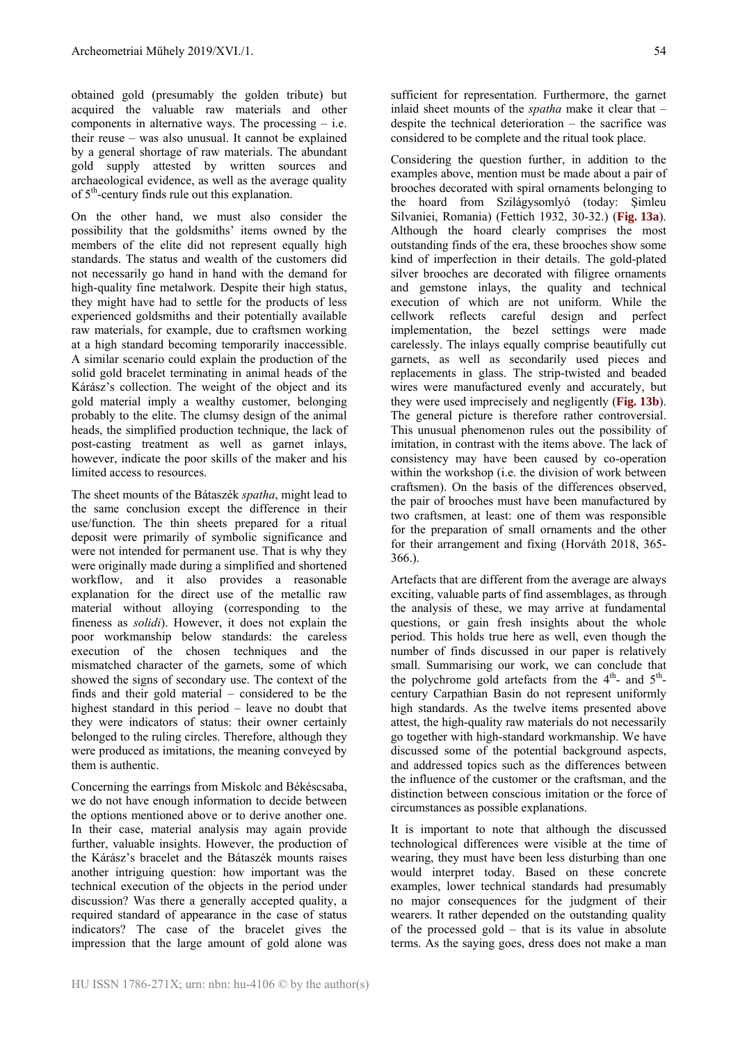obtained gold (presumably the golden tribute) but acquired the valuable raw materials and other components in alternative ways. The processing – i.e. their reuse – was also unusual. It cannot be explained by a general shortage of raw materials. The abundant gold supply attested by written sources and archaeological evidence, as well as the average quality of 5th-century finds rule out this explanation.

On the other hand, we must also consider the possibility that the goldsmiths' items owned by the members of the elite did not represent equally high standards. The status and wealth of the customers did not necessarily go hand in hand with the demand for high-quality fine metalwork. Despite their high status, they might have had to settle for the products of less experienced goldsmiths and their potentially available raw materials, for example, due to craftsmen working at a high standard becoming temporarily inaccessible. A similar scenario could explain the production of the solid gold bracelet terminating in animal heads of the Kárász's collection. The weight of the object and its gold material imply a wealthy customer, belonging probably to the elite. The clumsy design of the animal heads, the simplified production technique, the lack of post-casting treatment as well as garnet inlays, however, indicate the poor skills of the maker and his limited access to resources.

The sheet mounts of the Bátaszék *spatha*, might lead to the same conclusion except the difference in their use/function. The thin sheets prepared for a ritual deposit were primarily of symbolic significance and were not intended for permanent use. That is why they were originally made during a simplified and shortened workflow, and it also provides a reasonable explanation for the direct use of the metallic raw material without alloying (corresponding to the fineness as *solidi*). However, it does not explain the poor workmanship below standards: the careless execution of the chosen techniques and the mismatched character of the garnets, some of which showed the signs of secondary use. The context of the finds and their gold material – considered to be the highest standard in this period – leave no doubt that they were indicators of status: their owner certainly belonged to the ruling circles. Therefore, although they were produced as imitations, the meaning conveyed by them is authentic.

Concerning the earrings from Miskolc and Békéscsaba, we do not have enough information to decide between the options mentioned above or to derive another one. In their case, material analysis may again provide further, valuable insights. However, the production of the Kárász's bracelet and the Bátaszék mounts raises another intriguing question: how important was the technical execution of the objects in the period under discussion? Was there a generally accepted quality, a required standard of appearance in the case of status indicators? The case of the bracelet gives the impression that the large amount of gold alone was sufficient for representation. Furthermore, the garnet inlaid sheet mounts of the *spatha* make it clear that – despite the technical deterioration – the sacrifice was considered to be complete and the ritual took place.

Considering the question further, in addition to the examples above, mention must be made about a pair of brooches decorated with spiral ornaments belonging to the hoard from Szilágysomlyó (today: Şimleu Silvaniei, Romania) (Fettich 1932, 30-32.) (**Fig. 13a**). Although the hoard clearly comprises the most outstanding finds of the era, these brooches show some kind of imperfection in their details. The gold-plated silver brooches are decorated with filigree ornaments and gemstone inlays, the quality and technical execution of which are not uniform. While the cellwork reflects careful design and perfect implementation, the bezel settings were made carelessly. The inlays equally comprise beautifully cut garnets, as well as secondarily used pieces and replacements in glass. The strip-twisted and beaded wires were manufactured evenly and accurately, but they were used imprecisely and negligently (**Fig. 13b**). The general picture is therefore rather controversial. This unusual phenomenon rules out the possibility of imitation, in contrast with the items above. The lack of consistency may have been caused by co-operation within the workshop (i.e. the division of work between craftsmen). On the basis of the differences observed, the pair of brooches must have been manufactured by two craftsmen, at least: one of them was responsible for the preparation of small ornaments and the other for their arrangement and fixing (Horváth 2018, 365-366.).

Artefacts that are different from the average are always exciting, valuable parts of find assemblages, as through the analysis of these, we may arrive at fundamental questions, or gain fresh insights about the whole period. This holds true here as well, even though the number of finds discussed in our paper is relatively small. Summarising our work, we can conclude that the polychrome gold artefacts from the 4th- and 5th-century Carpathian Basin do not represent uniformly high standards. As the twelve items presented above attest, the high-quality raw materials do not necessarily go together with high-standard workmanship. We have discussed some of the potential background aspects, and addressed topics such as the differences between the influence of the customer or the craftsman, and the distinction between conscious imitation or the force of circumstances as possible explanations.

It is important to note that although the discussed technological differences were visible at the time of wearing, they must have been less disturbing than one would interpret today. Based on these concrete examples, lower technical standards had presumably no major consequences for the judgment of their wearers. It rather depended on the outstanding quality of the processed gold – that is its value in absolute terms. As the saying goes, dress does not make a man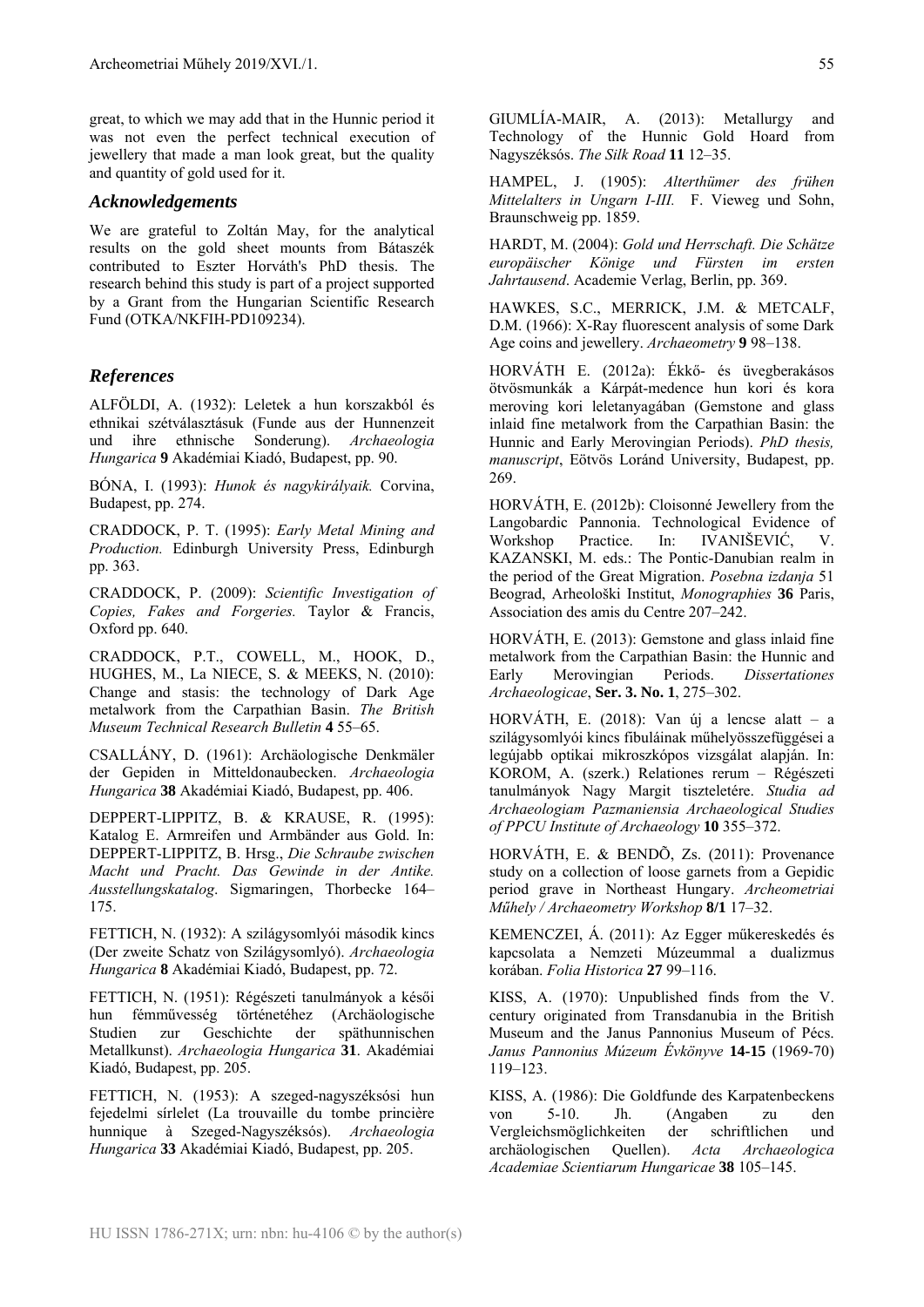great, to which we may add that in the Hunnic period it was not even the perfect technical execution of jewellery that made a man look great, but the quality and quantity of gold used for it.

### *Acknowledgements*

We are grateful to Zoltán May, for the analytical results on the gold sheet mounts from Bátaszék contributed to Eszter Horváth's PhD thesis. The research behind this study is part of a project supported by a Grant from the Hungarian Scientific Research Fund (OTKA/NKFIH-PD109234).

### *References*

ALFÖLDI, A. (1932): Leletek a hun korszakból és ethnikai szétválasztásuk (Funde aus der Hunnenzeit und ihre ethnische Sonderung). *Archaeologia Hungarica* **9** Akadémiai Kiadó, Budapest, pp. 90.

BÓNA, I. (1993): *Hunok és nagykirályaik.* Corvina, Budapest, pp. 274.

CRADDOCK, P. T. (1995): *Early Metal Mining and Production.* Edinburgh University Press, Edinburgh pp. 363.

CRADDOCK, P. (2009): *Scientific Investigation of Copies, Fakes and Forgeries.* Taylor & Francis, Oxford pp. 640.

CRADDOCK, P.T., COWELL, M., HOOK, D., HUGHES, M., La NIECE, S. & MEEKS, N. (2010): Change and stasis: the technology of Dark Age metalwork from the Carpathian Basin. *The British Museum Technical Research Bulletin* **4** 55–65.

CSALLÁNY, D. (1961): Archäologische Denkmäler der Gepiden in Mitteldonaubecken. *Archaeologia Hungarica* **38** Akadémiai Kiadó, Budapest, pp. 406.

DEPPERT-LIPPITZ, B. & KRAUSE, R. (1995): Katalog E. Armreifen und Armbänder aus Gold. In: DEPPERT-LIPPITZ, B. Hrsg., *Die Schraube zwischen Macht und Pracht. Das Gewinde in der Antike. Ausstellungskatalog*. Sigmaringen, Thorbecke 164–175.

FETTICH, N. (1932): A szilágysomlyói második kincs (Der zweite Schatz von Szilágysomlyó). *Archaeologia Hungarica* **8** Akadémiai Kiadó, Budapest, pp. 72.

FETTICH, N. (1951): Régészeti tanulmányok a késői hun fémművesség történetéhez (Archäologische Studien zur Geschichte der späthunnischen Metallkunst). *Archaeologia Hungarica* **31**. Akadémiai Kiadó, Budapest, pp. 205.

FETTICH, N. (1953): A szeged-nagyszéksósi hun fejedelmi sírlelet (La trouvaille du tombe princière hunnique à Szeged-Nagyszéksós). *Archaeologia Hungarica* **33** Akadémiai Kiadó, Budapest, pp. 205.

GIUMLÍA-MAIR, A. (2013): Metallurgy and Technology of the Hunnic Gold Hoard from Nagyszéksós. *The Silk Road* **11** 12–35.

HAMPEL, J. (1905): *Alterthümer des frühen Mittelalters in Ungarn I-III.* F. Vieweg und Sohn, Braunschweig pp. 1859.

HARDT, M. (2004): *Gold und Herrschaft. Die Schätze europäischer Könige und Fürsten im ersten Jahrtausend*. Academie Verlag, Berlin, pp. 369.

HAWKES, S.C., MERRICK, J.M. & METCALF, D.M. (1966): X-Ray fluorescent analysis of some Dark Age coins and jewellery. *Archaeometry* **9** 98–138.

HORVÁTH E. (2012a): Ékkő- és üvegberakásos ötvösmunkák a Kárpát-medence hun kori és kora meroving kori leletanyagában (Gemstone and glass inlaid fine metalwork from the Carpathian Basin: the Hunnic and Early Merovingian Periods). *PhD thesis, manuscript*, Eötvös Loránd University, Budapest, pp. 269.

HORVÁTH, E. (2012b): Cloisonné Jewellery from the Langobardic Pannonia. Technological Evidence of Workshop Practice. In: IVANIŠEVIĆ, V. KAZANSKI, M. eds.: The Pontic-Danubian realm in the period of the Great Migration. *Posebna izdanja* 51 Beograd, Arheološki Institut, *Monographies* **36** Paris, Association des amis du Centre 207–242.

HORVÁTH, E. (2013): Gemstone and glass inlaid fine metalwork from the Carpathian Basin: the Hunnic and Early Merovingian Periods. *Dissertationes Archaeologicae*, **Ser. 3. No. 1**, 275–302.

HORVÁTH, E. (2018): Van új a lencse alatt – a szilágysomlyói kincs fibuláinak műhelyösszefüggései a legújabb optikai mikroszkópos vizsgálat alapján. In: KOROM, A. (szerk.) Relationes rerum – Régészeti tanulmányok Nagy Margit tiszteletére. *Studia ad Archaeologiam Pazmaniensia Archaeological Studies of PPCU Institute of Archaeology* **10** 355–372.

HORVÁTH, E. & BENDÕ, Zs. (2011): Provenance study on a collection of loose garnets from a Gepidic period grave in Northeast Hungary. *Archeometriai Műhely / Archaeometry Workshop* **8/1** 17–32.

KEMENCZEI, Á. (2011): Az Egger műkereskedés és kapcsolata a Nemzeti Múzeummal a dualizmus korában. *Folia Historica* **27** 99–116.

KISS, A. (1970): Unpublished finds from the V. century originated from Transdanubia in the British Museum and the Janus Pannonius Museum of Pécs. *Janus Pannonius Múzeum Évkönyve* **14-15** (1969-70) 119–123.

KISS, A. (1986): Die Goldfunde des Karpatenbeckens von 5-10. Jh. (Angaben zu den Vergleichsmöglichkeiten der schriftlichen und archäologischen Quellen). *Acta Archaeologica Academiae Scientiarum Hungaricae* **38** 105–145.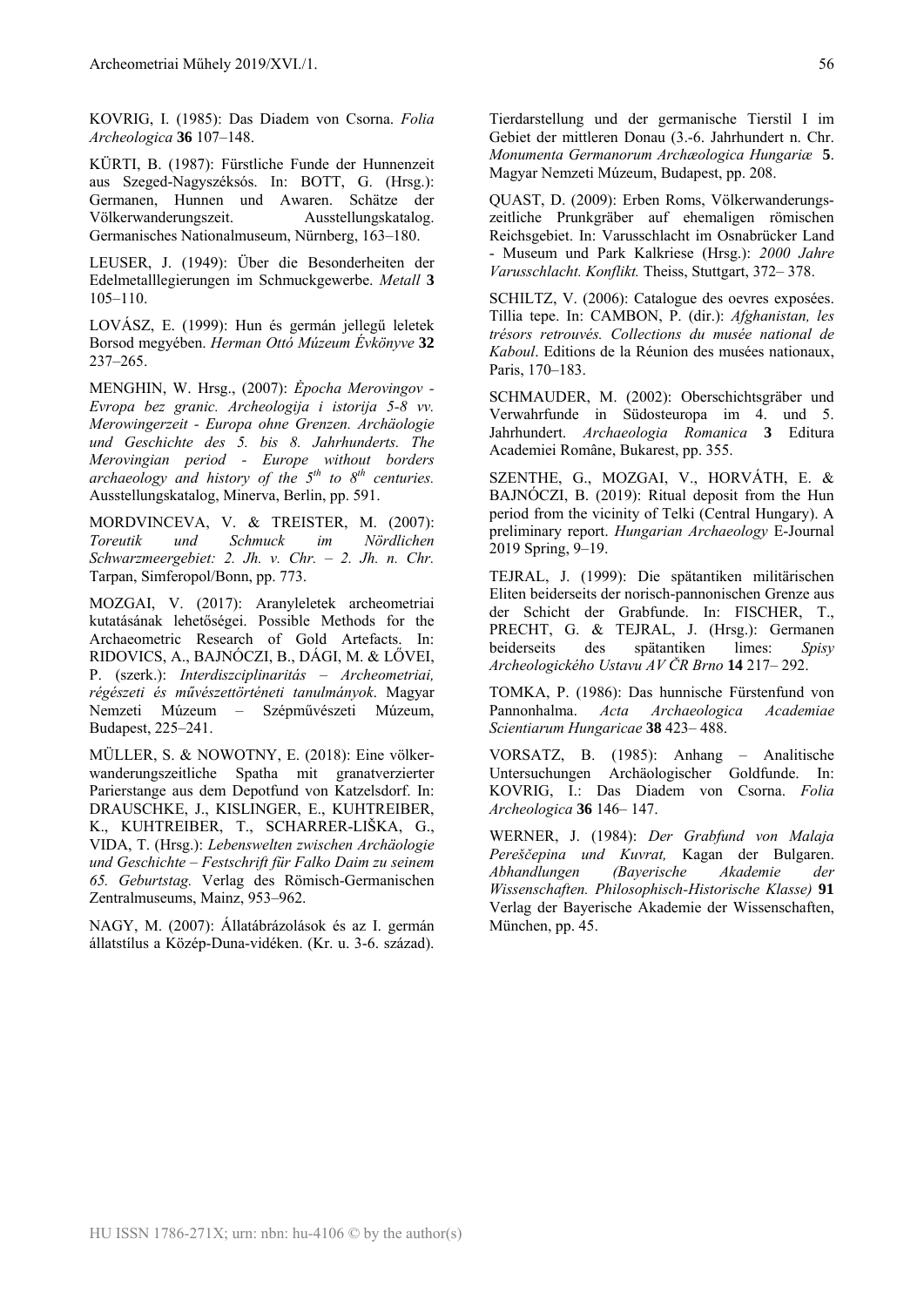KOVRIG, I. (1985): Das Diadem von Csorna. *Folia Archeologica* **36** 107–148.

KÜRTI, B. (1987): Fürstliche Funde der Hunnenzeit aus Szeged-Nagyszéksós. In: BOTT, G. (Hrsg.): Germanen, Hunnen und Awaren. Schätze der Völkerwanderungszeit. Ausstellungskatalog. Germanisches Nationalmuseum, Nürnberg, 163–180.

LEUSER, J. (1949): Über die Besonderheiten der Edelmetalllegierungen im Schmuckgewerbe. *Metall* **3** 105–110.

LOVÁSZ, E. (1999): Hun és germán jellegű leletek Borsod megyében. *Herman Ottó Múzeum Évkönyve* **32** 237–265.

MENGHIN, W. Hrsg., (2007): *Ėpocha Merovingov - Evropa bez granic. Archeologija i istorija 5-8 vv. Merowingerzeit - Europa ohne Grenzen. Archäologie und Geschichte des 5. bis 8. Jahrhunderts. The Merovingian period - Europe without borders archaeology and history of the 5th to 8th centuries.* Ausstellungskatalog, Minerva, Berlin, pp. 591.

MORDVINCEVA, V. & TREISTER, M. (2007): *Toreutik und Schmuck im Nördlichen Schwarzmeergebiet: 2. Jh. v. Chr. – 2. Jh. n. Chr.* Tarpan, Simferopol/Bonn, pp. 773.

MOZGAI, V. (2017): Aranyleletek archeometriai kutatásának lehetőségei. Possible Methods for the Archaeometric Research of Gold Artefacts. In: RIDOVICS, A., BAJNÓCZI, B., DÁGI, M. & LŐVEI, P. (szerk.): *Interdiszciplinaritás – Archeometriai, régészeti és művészettörténeti tanulmányok*. Magyar Nemzeti Múzeum – Szépművészeti Múzeum, Budapest, 225–241.

MÜLLER, S. & NOWOTNY, E. (2018): Eine völkerwanderungszeitliche Spatha mit granatverzierter Parierstange aus dem Depotfund von Katzelsdorf. In: DRAUSCHKE, J., KISLINGER, E., KUHTREIBER, K., KUHTREIBER, T., SCHARRER-LIŠKA, G., VIDA, T. (Hrsg.): *Lebenswelten zwischen Archäologie und Geschichte – Festschrift für Falko Daim zu seinem 65. Geburtstag.* Verlag des Römisch-Germanischen Zentralmuseums, Mainz, 953–962.

NAGY, M. (2007): Állatábrázolások és az I. germán állatstílus a Közép-Duna-vidéken. (Kr. u. 3-6. század). Tierdarstellung und der germanische Tierstil I im Gebiet der mittleren Donau (3.-6. Jahrhundert n. Chr. *Monumenta Germanorum Archæologica Hungariæ* **5**. Magyar Nemzeti Múzeum, Budapest, pp. 208.

QUAST, D. (2009): Erben Roms, Völkerwanderungszeitliche Prunkgräber auf ehemaligen römischen Reichsgebiet. In: Varusschlacht im Osnabrücker Land - Museum und Park Kalkriese (Hrsg.): *2000 Jahre Varusschlacht. Konflikt.* Theiss, Stuttgart, 372– 378.

SCHILTZ, V. (2006): Catalogue des oevres exposées. Tillia tepe. In: CAMBON, P. (dir.): *Afghanistan, les trésors retrouvés. Collections du musée national de Kaboul*. Editions de la Réunion des musées nationaux, Paris, 170–183.

SCHMAUDER, M. (2002): Oberschichtsgräber und Verwahrfunde in Südosteuropa im 4. und 5. Jahrhundert. *Archaeologia Romanica* **3** Editura Academiei Române, Bukarest, pp. 355.

SZENTHE, G., MOZGAI, V., HORVÁTH, E. & BAJNÓCZI, B. (2019): Ritual deposit from the Hun period from the vicinity of Telki (Central Hungary). A preliminary report. *Hungarian Archaeology* E-Journal 2019 Spring, 9–19.

TEJRAL, J. (1999): Die spätantiken militärischen Eliten beiderseits der norisch-pannonischen Grenze aus der Schicht der Grabfunde. In: FISCHER, T., PRECHT, G. & TEJRAL, J. (Hrsg.): Germanen beiderseits des spätantiken limes: *Spisy Archeologického Ustavu AV ČR Brno* **14** 217– 292.

TOMKA, P. (1986): Das hunnische Fürstenfund von Pannonhalma. *Acta Archaeologica Academiae Scientiarum Hungaricae* **38** 423– 488.

VORSATZ, B. (1985): Anhang – Analitische Untersuchungen Archäologischer Goldfunde. In: KOVRIG, I.: Das Diadem von Csorna. *Folia Archeologica* **36** 146– 147.

WERNER, J. (1984): *Der Grabfund von Malaja Pereščepina und Kuvrat,* Kagan der Bulgaren. *Abhandlungen (Bayerische Akademie der Wissenschaften. Philosophisch-Historische Klasse)* **91** Verlag der Bayerische Akademie der Wissenschaften, München, pp. 45.